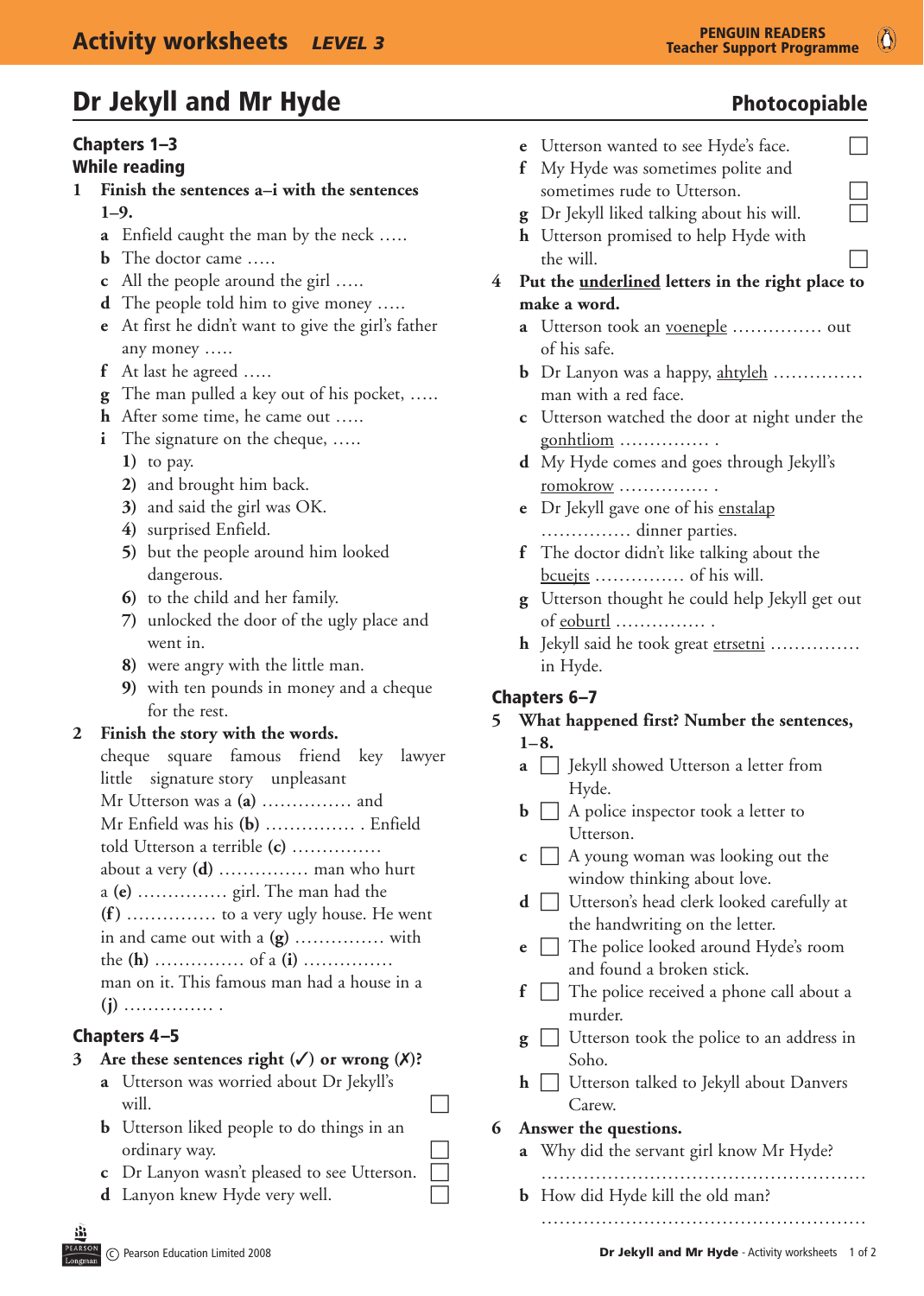# Dr Jekyll and Mr Hyde

Photocopiable

## Chapters 1–3

### While reading

**1 Finish the sentences a–i with the sentences 1–9.**

a Enfield caught the man by the neck .....
b The doctor came .....
c All the people around the girl .....
d The people told him to give money .....
e At first he didn't want to give the girl's father any money .....
f At last he agreed .....
g The man pulled a key out of his pocket, .....
h After some time, he came out .....
i The signature on the cheque, .....

1) to pay.
2) and brought him back.
3) and said the girl was OK.
4) surprised Enfield.
5) but the people around him looked dangerous.
6) to the child and her family.
7) unlocked the door of the ugly place and went in.
8) were angry with the little man.
9) with ten pounds in money and a cheque for the rest.

**2 Finish the story with the words.**

cheque square famous friend key lawyer little signature story unpleasant

Mr Utterson was a **(a)** ............... and Mr Enfield was his **(b)** ............... . Enfield told Utterson a terrible **(c)** ............... about a very **(d)** ............... man who hurt a **(e)** ............... girl. The man had the **(f)** ............... to a very ugly house. He went in and came out with a **(g)** ............... with the **(h)** ............... of a **(i)** ............... man on it. This famous man had a house in a **(j)** ............... .

## Chapters 4–5

**3 Are these sentences right (✓) or wrong (✗)?**

a Utterson was worried about Dr Jekyll's will. ☐
b Utterson liked people to do things in an ordinary way. ☐
c Dr Lanyon wasn't pleased to see Utterson. ☐
d Lanyon knew Hyde very well. ☐
e Utterson wanted to see Hyde's face. ☐
f My Hyde was sometimes polite and sometimes rude to Utterson. ☐
g Dr Jekyll liked talking about his will. ☐
h Utterson promised to help Hyde with the will. ☐

**4 Put the <u>underlined</u> letters in the right place to make a word.**

a Utterson took an <u>voeneple</u> ............... out of his safe.
b Dr Lanyon was a happy, <u>ahtyleh</u> ............... man with a red face.
c Utterson watched the door at night under the <u>gonhtliom</u> ............... .
d My Hyde comes and goes through Jekyll's <u>romokrow</u> ............... .
e Dr Jekyll gave one of his <u>enstalap</u> ............... dinner parties.
f The doctor didn't like talking about the <u>bcuejts</u> ............... of his will.
g Utterson thought he could help Jekyll get out of <u>eoburtl</u> ............... .
h Jekyll said he took great <u>etrsetni</u> ............... in Hyde.

## Chapters 6–7

**5 What happened first? Number the sentences, 1–8.**

a ☐ Jekyll showed Utterson a letter from Hyde.
b ☐ A police inspector took a letter to Utterson.
c ☐ A young woman was looking out the window thinking about love.
d ☐ Utterson's head clerk looked carefully at the handwriting on the letter.
e ☐ The police looked around Hyde's room and found a broken stick.
f ☐ The police received a phone call about a murder.
g ☐ Utterson took the police to an address in Soho.
h ☐ Utterson talked to Jekyll about Danvers Carew.

**6 Answer the questions.**

a Why did the servant girl know Mr Hyde?
....................................................
b How did Hyde kill the old man?
....................................................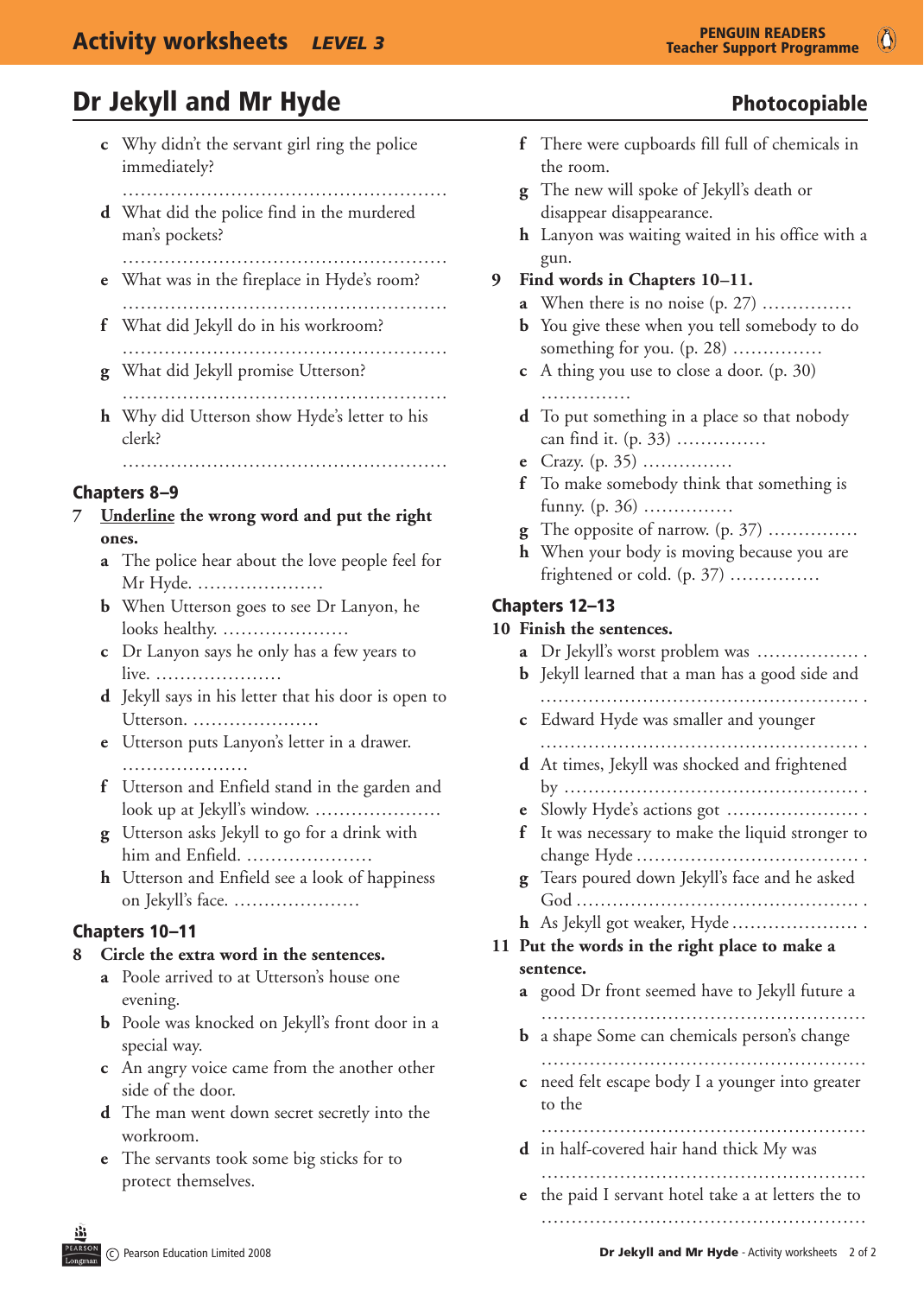# Dr Jekyll and Mr Hyde

**Photocopiable**

c  Why didn't the servant girl ring the police immediately?

.....................................................

d  What did the police find in the murdered man's pockets?

.....................................................

e  What was in the fireplace in Hyde's room?

.....................................................

f  What did Jekyll do in his workroom?

.....................................................

g  What did Jekyll promise Utterson?

.....................................................

h  Why did Utterson show Hyde's letter to his clerk?

.....................................................

## Chapters 8–9

**7  Underline the wrong word and put the right ones.**

a  The police hear about the love people feel for Mr Hyde. .....................

b  When Utterson goes to see Dr Lanyon, he looks healthy. .....................

c  Dr Lanyon says he only has a few years to live. .....................

d  Jekyll says in his letter that his door is open to Utterson. .....................

e  Utterson puts Lanyon's letter in a drawer. .....................

f  Utterson and Enfield stand in the garden and look up at Jekyll's window. .....................

g  Utterson asks Jekyll to go for a drink with him and Enfield. .....................

h  Utterson and Enfield see a look of happiness on Jekyll's face. .....................

## Chapters 10–11

**8  Circle the extra word in the sentences.**

a  Poole arrived to at Utterson's house one evening.

b  Poole was knocked on Jekyll's front door in a special way.

c  An angry voice came from the another other side of the door.

d  The man went down secret secretly into the workroom.

e  The servants took some big sticks for to protect themselves.

f  There were cupboards fill full of chemicals in the room.

g  The new will spoke of Jekyll's death or disappear disappearance.

h  Lanyon was waiting waited in his office with a gun.

**9  Find words in Chapters 10–11.**

a  When there is no noise (p. 27) ...............

b  You give these when you tell somebody to do something for you. (p. 28) ...............

c  A thing you use to close a door. (p. 30) ...............

d  To put something in a place so that nobody can find it. (p. 33) ...............

e  Crazy. (p. 35) ...............

f  To make somebody think that something is funny. (p. 36) ...............

g  The opposite of narrow. (p. 37) ...............

h  When your body is moving because you are frightened or cold. (p. 37) ...............

## Chapters 12–13

**10  Finish the sentences.**

a  Dr Jekyll's worst problem was ................. .

b  Jekyll learned that a man has a good side and ..................................................... .

c  Edward Hyde was smaller and younger ..................................................... .

d  At times, Jekyll was shocked and frightened by ................................................. .

e  Slowly Hyde's actions got ...................... .

f  It was necessary to make the liquid stronger to change Hyde ..................................... .

g  Tears poured down Jekyll's face and he asked God ............................................... .

h  As Jekyll got weaker, Hyde ..................... .

**11  Put the words in the right place to make a sentence.**

a  good Dr front seemed have to Jekyll future a

.....................................................

b  a shape Some can chemicals person's change

.....................................................

c  need felt escape body I a younger into greater to the

.....................................................

d  in half-covered hair hand thick My was

.....................................................

e  the paid I servant hotel take a at letters the to

.....................................................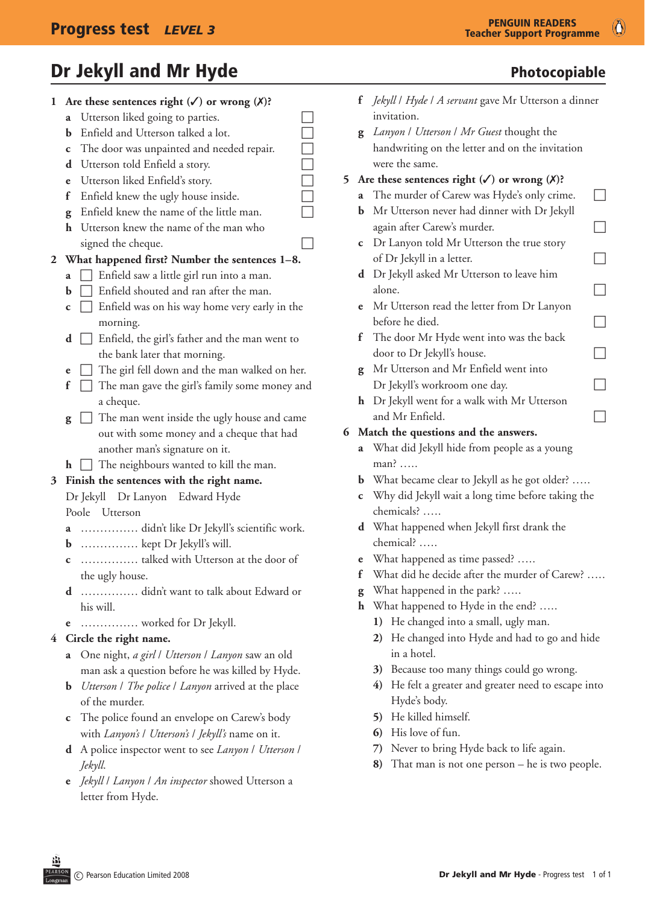# Progress test *LEVEL 3*

# Dr Jekyll and Mr Hyde

**Photocopiable**

**1 Are these sentences right (✓) or wrong (✗)?**

- **a** Utterson liked going to parties. ☐
- **b** Enfield and Utterson talked a lot. ☐
- **c** The door was unpainted and needed repair. ☐
- **d** Utterson told Enfield a story. ☐
- **e** Utterson liked Enfield's story. ☐
- **f** Enfield knew the ugly house inside. ☐
- **g** Enfield knew the name of the little man. ☐
- **h** Utterson knew the name of the man who signed the cheque. ☐

**2 What happened first? Number the sentences 1–8.**

- **a** ☐ Enfield saw a little girl run into a man.
- **b** ☐ Enfield shouted and ran after the man.
- **c** ☐ Enfield was on his way home very early in the morning.
- **d** ☐ Enfield, the girl's father and the man went to the bank later that morning.
- **e** ☐ The girl fell down and the man walked on her.
- **f** ☐ The man gave the girl's family some money and a cheque.
- **g** ☐ The man went inside the ugly house and came out with some money and a cheque that had another man's signature on it.
- **h** ☐ The neighbours wanted to kill the man.

**3 Finish the sentences with the right name.**

Dr Jekyll  Dr Lanyon  Edward Hyde
Poole  Utterson

- **a** …………… didn't like Dr Jekyll's scientific work.
- **b** …………… kept Dr Jekyll's will.
- **c** …………… talked with Utterson at the door of the ugly house.
- **d** …………… didn't want to talk about Edward or his will.
- **e** …………… worked for Dr Jekyll.

**4 Circle the right name.**

- **a** One night, *a girl* / *Utterson* / *Lanyon* saw an old man ask a question before he was killed by Hyde.
- **b** *Utterson* / *The police* / *Lanyon* arrived at the place of the murder.
- **c** The police found an envelope on Carew's body with *Lanyon's* / *Utterson's* / *Jekyll's* name on it.
- **d** A police inspector went to see *Lanyon* / *Utterson* / *Jekyll*.
- **e** *Jekyll* / *Lanyon* / *An inspector* showed Utterson a letter from Hyde.
- **f** *Jekyll* / *Hyde* / *A servant* gave Mr Utterson a dinner invitation.
- **g** *Lanyon* / *Utterson* / *Mr Guest* thought the handwriting on the letter and on the invitation were the same.

**5 Are these sentences right (✓) or wrong (✗)?**

- **a** The murder of Carew was Hyde's only crime. ☐
- **b** Mr Utterson never had dinner with Dr Jekyll again after Carew's murder. ☐
- **c** Dr Lanyon told Mr Utterson the true story of Dr Jekyll in a letter. ☐
- **d** Dr Jekyll asked Mr Utterson to leave him alone. ☐
- **e** Mr Utterson read the letter from Dr Lanyon before he died. ☐
- **f** The door Mr Hyde went into was the back door to Dr Jekyll's house. ☐
- **g** Mr Utterson and Mr Enfield went into Dr Jekyll's workroom one day. ☐
- **h** Dr Jekyll went for a walk with Mr Utterson and Mr Enfield. ☐

**6 Match the questions and the answers.**

- **a** What did Jekyll hide from people as a young man? …..
- **b** What became clear to Jekyll as he got older? …..
- **c** Why did Jekyll wait a long time before taking the chemicals? …..
- **d** What happened when Jekyll first drank the chemical? …..
- **e** What happened as time passed? …..
- **f** What did he decide after the murder of Carew? …..
- **g** What happened in the park? …..
- **h** What happened to Hyde in the end? …..

1) He changed into a small, ugly man.
2) He changed into Hyde and had to go and hide in a hotel.
3) Because too many things could go wrong.
4) He felt a greater and greater need to escape into Hyde's body.
5) He killed himself.
6) His love of fun.
7) Never to bring Hyde back to life again.
8) That man is not one person – he is two people.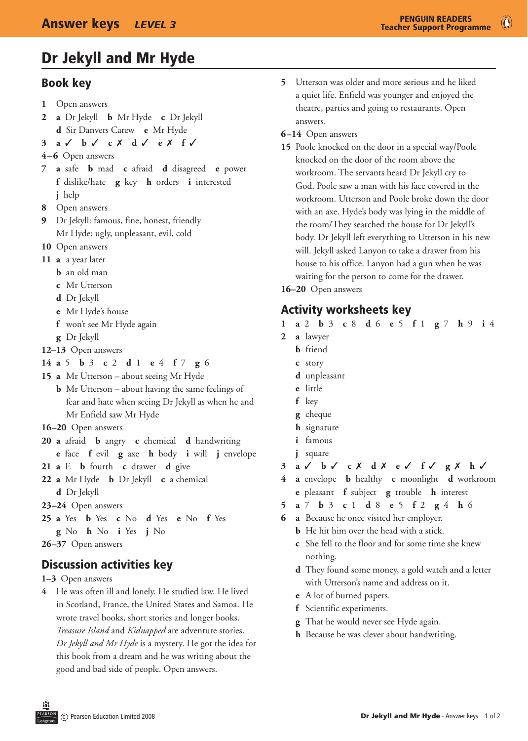# Dr Jekyll and Mr Hyde

## Book key

1 Open answers

2 **a** Dr Jekyll **b** Mr Hyde **c** Dr Jekyll **d** Sir Danvers Carew **e** Mr Hyde

3 **a** ✓ **b** ✓ **c** ✗ **d** ✓ **e** ✗ **f** ✓

4–6 Open answers

7 **a** safe **b** mad **c** afraid **d** disagreed **e** power **f** dislike/hate **g** key **h** orders **i** interested **j** help

8 Open answers

9 Dr Jekyll: famous, fine, honest, friendly
Mr Hyde: ugly, unpleasant, evil, cold

10 Open answers

11 **a** a year later
**b** an old man
**c** Mr Utterson
**d** Dr Jekyll
**e** Mr Hyde's house
**f** won't see Mr Hyde again
**g** Dr Jekyll

12–13 Open answers

14 **a** 5 **b** 3 **c** 2 **d** 1 **e** 4 **f** 7 **g** 6

15 **a** Mr Utterson – about seeing Mr Hyde
**b** Mr Utterson – about having the same feelings of fear and hate when seeing Dr Jekyll as when he and Mr Enfield saw Mr Hyde

16–20 Open answers

20 **a** afraid **b** angry **c** chemical **d** handwriting **e** face **f** evil **g** axe **h** body **i** will **j** envelope

21 **a** E **b** fourth **c** drawer **d** give

22 **a** Mr Hyde **b** Dr Jekyll **c** a chemical **d** Dr Jekyll

23–24 Open answers

25 **a** Yes **b** Yes **c** No **d** Yes **e** No **f** Yes **g** No **h** No **i** Yes **j** No

26–37 Open answers

## Discussion activities key

1–3 Open answers

4 He was often ill and lonely. He studied law. He lived in Scotland, France, the United States and Samoa. He wrote travel books, short stories and longer books. *Treasure Island* and *Kidnapped* are adventure stories. *Dr Jekyll and Mr Hyde* is a mystery. He got the idea for this book from a dream and he was writing about the good and bad side of people. Open answers.

5 Utterson was older and more serious and he liked a quiet life. Enfield was younger and enjoyed the theatre, parties and going to restaurants. Open answers.

6–14 Open answers

15 Poole knocked on the door in a special way/Poole knocked on the door of the room above the workroom. The servants heard Dr Jekyll cry to God. Poole saw a man with his face covered in the workroom. Utterson and Poole broke down the door with an axe. Hyde's body was lying in the middle of the room/They searched the house for Dr Jekyll's body. Dr Jekyll left everything to Utterson in his new will. Jekyll asked Lanyon to take a drawer from his house to his office. Lanyon had a gun when he was waiting for the person to come for the drawer.

16–20 Open answers

## Activity worksheets key

1 **a** 2 **b** 3 **c** 8 **d** 6 **e** 5 **f** 1 **g** 7 **h** 9 **i** 4

2 **a** lawyer
**b** friend
**c** story
**d** unpleasant
**e** little
**f** key
**g** cheque
**h** signature
**i** famous
**j** square

3 **a** ✓ **b** ✓ **c** ✗ **d** ✗ **e** ✓ **f** ✓ **g** ✗ **h** ✓

4 **a** envelope **b** healthy **c** moonlight **d** workroom **e** pleasant **f** subject **g** trouble **h** interest

5 **a** 7 **b** 3 **c** 1 **d** 8 **e** 5 **f** 2 **g** 4 **h** 6

6 **a** Because he once visited her employer.
**b** He hit him over the head with a stick.
**c** She fell to the floor and for some time she knew nothing.
**d** They found some money, a gold watch and a letter with Utterson's name and address on it.
**e** A lot of burned papers.
**f** Scientific experiments.
**g** That he would never see Hyde again.
**h** Because he was clever about handwriting.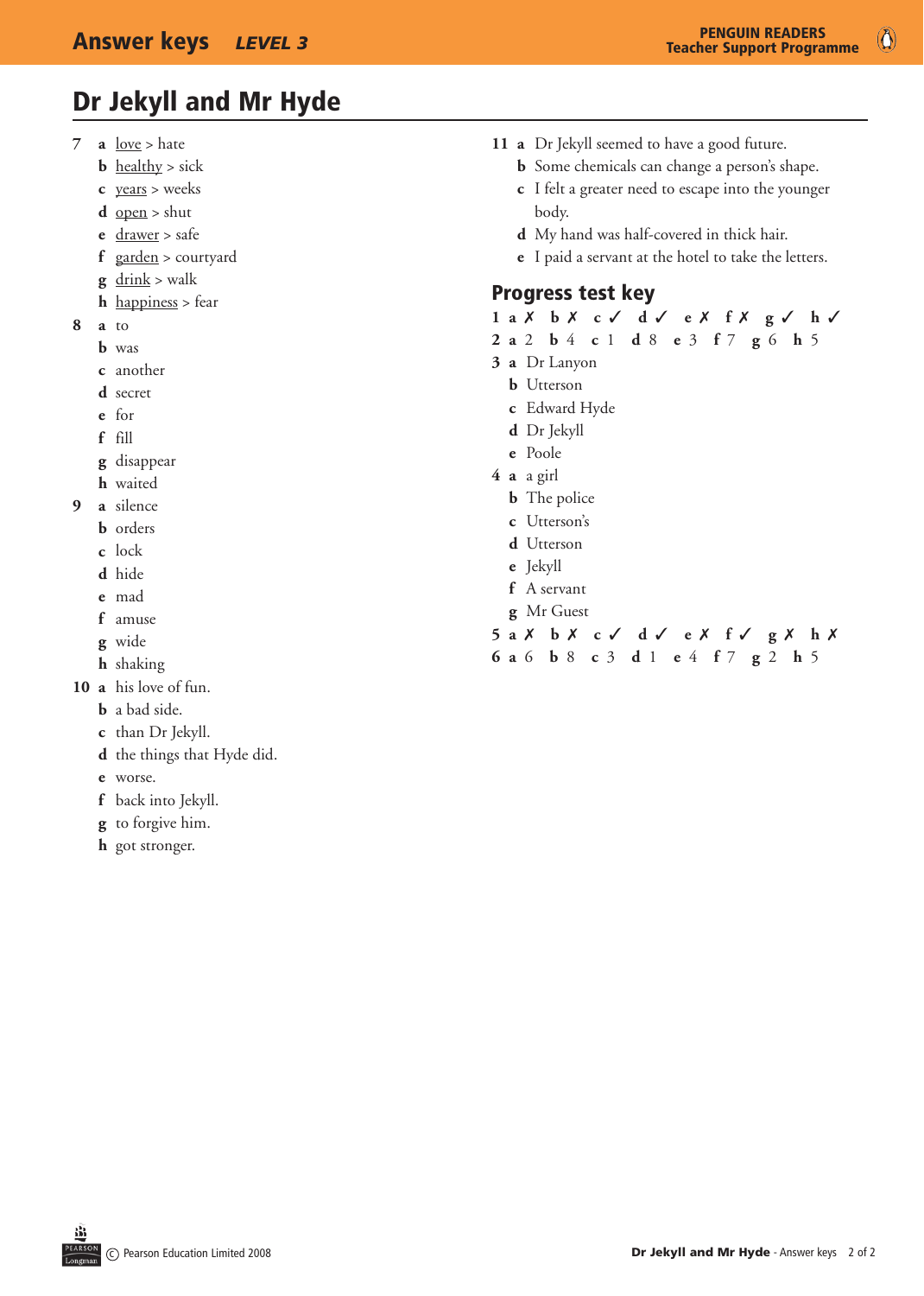# Dr Jekyll and Mr Hyde

7 **a** love > hate
**b** healthy > sick
**c** years > weeks
**d** open > shut
**e** drawer > safe
**f** garden > courtyard
**g** drink > walk
**h** happiness > fear

8 **a** to
**b** was
**c** another
**d** secret
**e** for
**f** fill
**g** disappear
**h** waited

9 **a** silence
**b** orders
**c** lock
**d** hide
**e** mad
**f** amuse
**g** wide
**h** shaking

10 **a** his love of fun.
**b** a bad side.
**c** than Dr Jekyll.
**d** the things that Hyde did.
**e** worse.
**f** back into Jekyll.
**g** to forgive him.
**h** got stronger.

11 **a** Dr Jekyll seemed to have a good future.
**b** Some chemicals can change a person's shape.
**c** I felt a greater need to escape into the younger body.
**d** My hand was half-covered in thick hair.
**e** I paid a servant at the hotel to take the letters.

## Progress test key

**1** **a** ✗ **b** ✗ **c** ✓ **d** ✓ **e** ✗ **f** ✗ **g** ✓ **h** ✓

**2** **a** 2 **b** 4 **c** 1 **d** 8 **e** 3 **f** 7 **g** 6 **h** 5

**3** **a** Dr Lanyon
**b** Utterson
**c** Edward Hyde
**d** Dr Jekyll
**e** Poole

**4** **a** a girl
**b** The police
**c** Utterson's
**d** Utterson
**e** Jekyll
**f** A servant
**g** Mr Guest

**5** **a** ✗ **b** ✗ **c** ✓ **d** ✓ **e** ✗ **f** ✓ **g** ✗ **h** ✗

**6** **a** 6 **b** 8 **c** 3 **d** 1 **e** 4 **f** 7 **g** 2 **h** 5

© Pearson Education Limited 2008